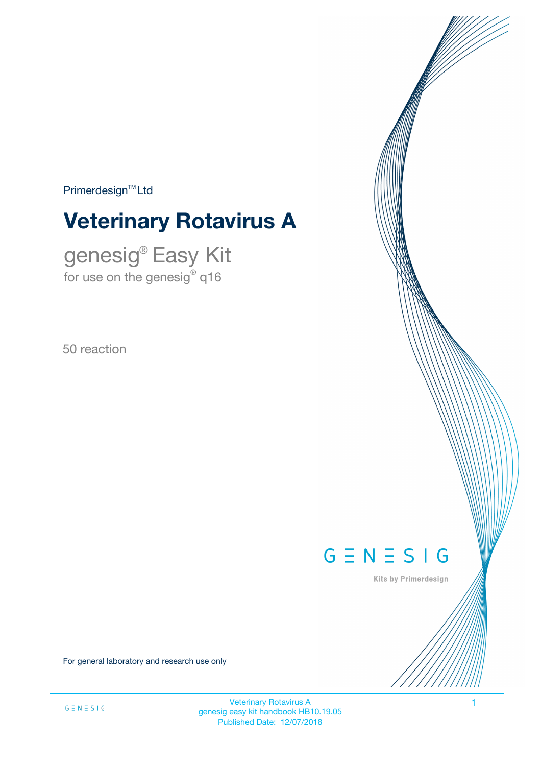Primerdesign™ Ltd

# Veterinary Rotavirus A

## genesig® Easy Kit

for use on the genesig® q16

50 reaction

GENESIG

Kits by Primerdesign

For general laboratory and research use only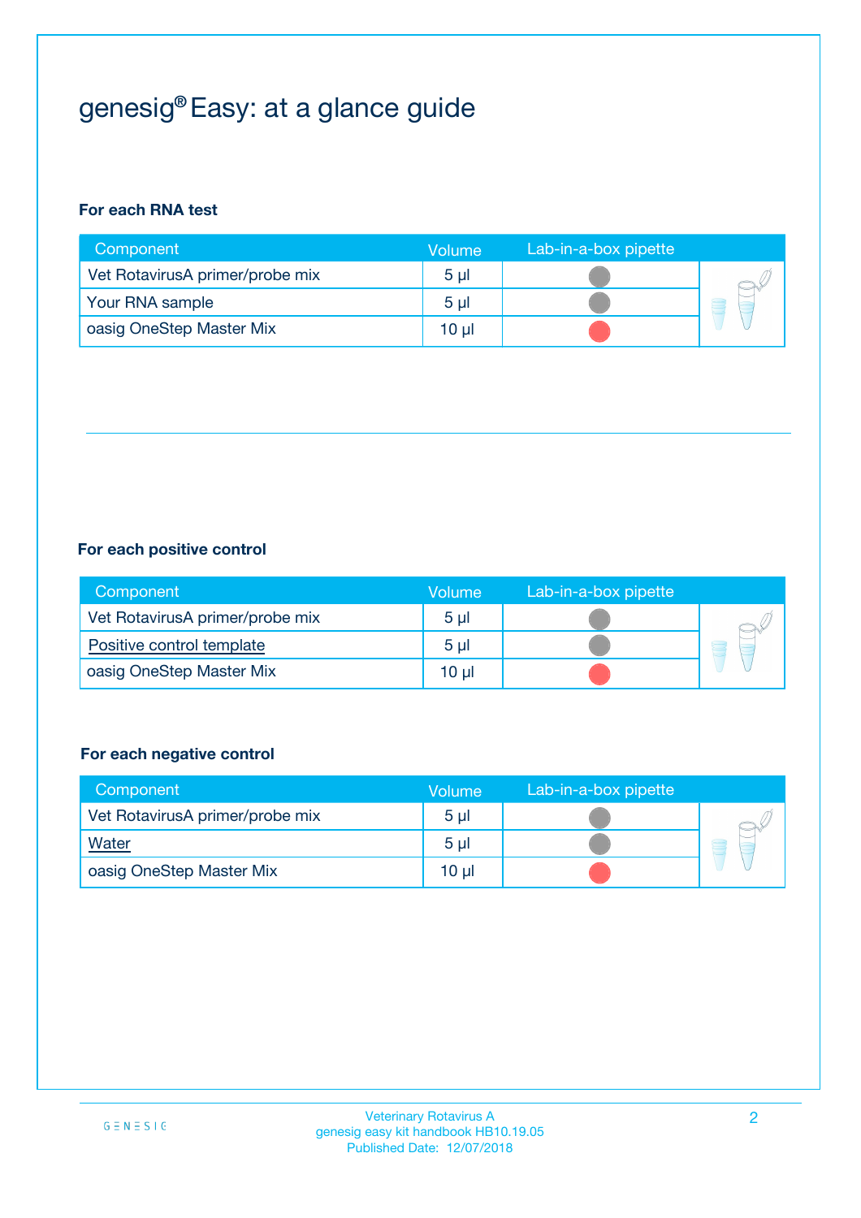# genesig® Easy: at a glance guide

### For each RNA test

| Component | Volume | Lab-in-a-box pipette |
|---|---|---|
| Vet RotavirusA primer/probe mix | 5 µl | Grey |
| Your RNA sample | 5 µl | Grey |
| oasig OneStep Master Mix | 10 µl | Red |

### For each positive control

| Component | Volume | Lab-in-a-box pipette |
|---|---|---|
| Vet RotavirusA primer/probe mix | 5 µl | Grey |
| Positive control template | 5 µl | Grey |
| oasig OneStep Master Mix | 10 µl | Red |

### For each negative control

| Component | Volume | Lab-in-a-box pipette |
|---|---|---|
| Vet RotavirusA primer/probe mix | 5 µl | Grey |
| Water | 5 µl | Grey |
| oasig OneStep Master Mix | 10 µl | Red |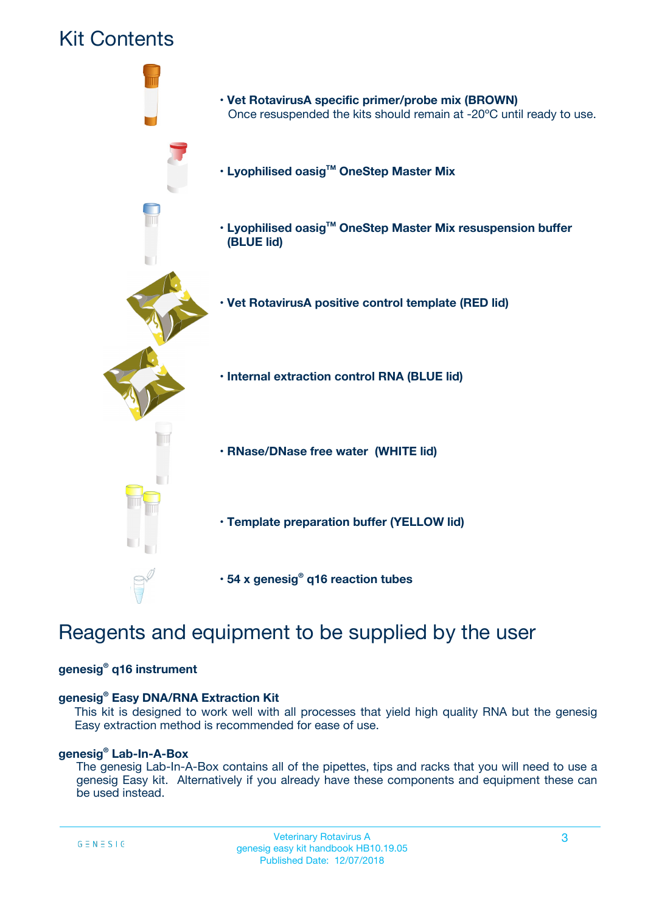# Kit Contents

- **Vet RotavirusA specific primer/probe mix (BROWN)**
  Once resuspended the kits should remain at -20ºC until ready to use.
- **Lyophilised oasig™ OneStep Master Mix**
- **Lyophilised oasig™ OneStep Master Mix resuspension buffer (BLUE lid)**
- **Vet RotavirusA positive control template (RED lid)**
- **Internal extraction control RNA (BLUE lid)**
- **RNase/DNase free water (WHITE lid)**
- **Template preparation buffer (YELLOW lid)**
- **54 x genesig® q16 reaction tubes**

# Reagents and equipment to be supplied by the user

**genesig® q16 instrument**

**genesig® Easy DNA/RNA Extraction Kit**

This kit is designed to work well with all processes that yield high quality RNA but the genesig Easy extraction method is recommended for ease of use.

**genesig® Lab-In-A-Box**

The genesig Lab-In-A-Box contains all of the pipettes, tips and racks that you will need to use a genesig Easy kit. Alternatively if you already have these components and equipment these can be used instead.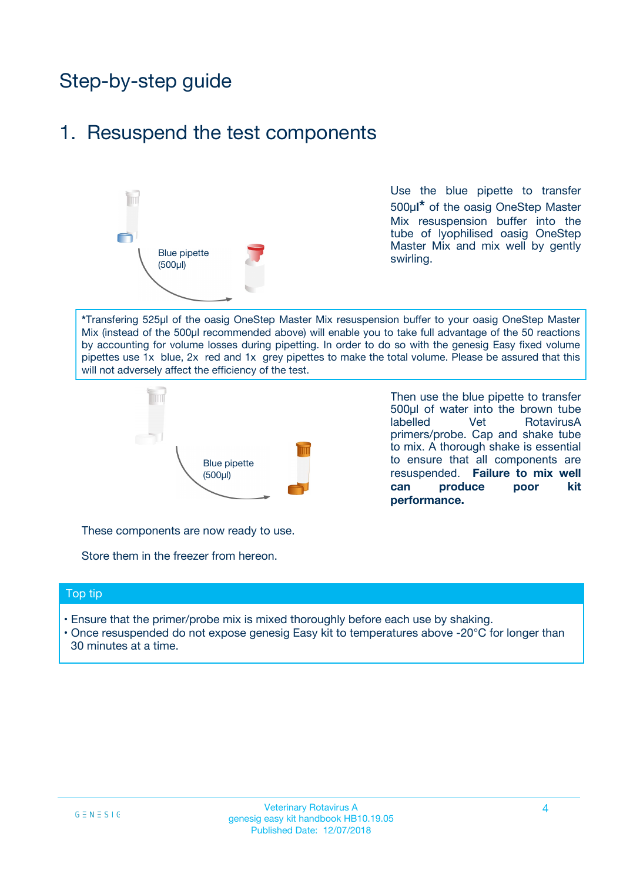# Step-by-step guide

## 1. Resuspend the test components

Blue pipette (500µl)

Use the blue pipette to transfer 500µl* of the oasig OneStep Master Mix resuspension buffer into the tube of lyophilised oasig OneStep Master Mix and mix well by gently swirling.

*Transfering 525µl of the oasig OneStep Master Mix resuspension buffer to your oasig OneStep Master Mix (instead of the 500µl recommended above) will enable you to take full advantage of the 50 reactions by accounting for volume losses during pipetting. In order to do so with the genesig Easy fixed volume pipettes use 1x blue, 2x red and 1x grey pipettes to make the total volume. Please be assured that this will not adversely affect the efficiency of the test.

Blue pipette (500µl)

Then use the blue pipette to transfer 500µl of water into the brown tube labelled Vet RotavirusA primers/probe. Cap and shake tube to mix. A thorough shake is essential to ensure that all components are resuspended. **Failure to mix well can produce poor kit performance.**

These components are now ready to use.

Store them in the freezer from hereon.

### Top tip

- Ensure that the primer/probe mix is mixed thoroughly before each use by shaking.
- Once resuspended do not expose genesig Easy kit to temperatures above -20°C for longer than 30 minutes at a time.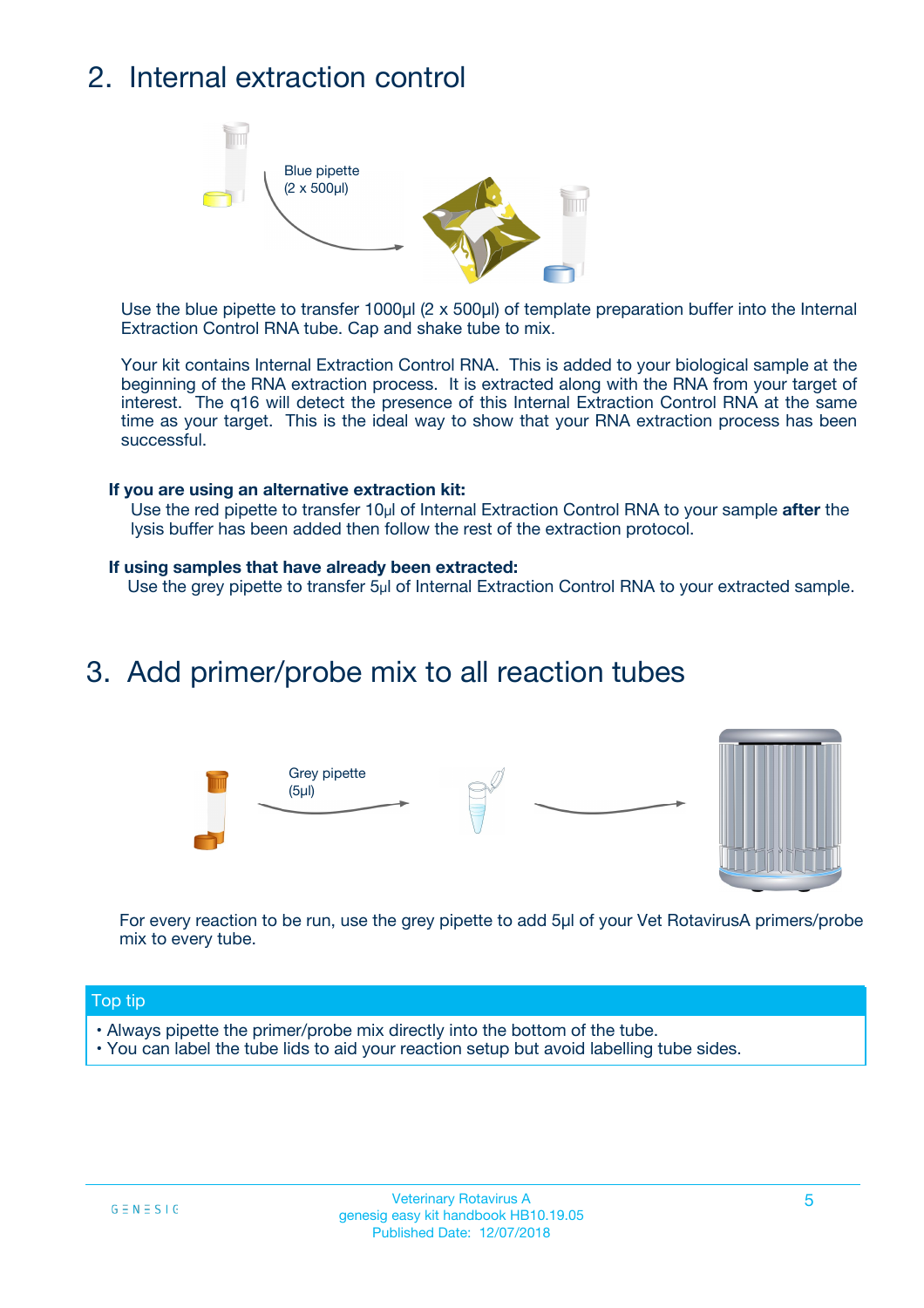## 2. Internal extraction control

Blue pipette
(2 x 500µl)

Use the blue pipette to transfer 1000µl (2 x 500µl) of template preparation buffer into the Internal Extraction Control RNA tube. Cap and shake tube to mix.

Your kit contains Internal Extraction Control RNA. This is added to your biological sample at the beginning of the RNA extraction process. It is extracted along with the RNA from your target of interest. The q16 will detect the presence of this Internal Extraction Control RNA at the same time as your target. This is the ideal way to show that your RNA extraction process has been successful.

**If you are using an alternative extraction kit:**

Use the red pipette to transfer 10µl of Internal Extraction Control RNA to your sample **after** the lysis buffer has been added then follow the rest of the extraction protocol.

**If using samples that have already been extracted:**

Use the grey pipette to transfer 5µl of Internal Extraction Control RNA to your extracted sample.

## 3. Add primer/probe mix to all reaction tubes

Grey pipette
(5µl)

For every reaction to be run, use the grey pipette to add 5µl of your Vet RotavirusA primers/probe mix to every tube.

**Top tip**

- Always pipette the primer/probe mix directly into the bottom of the tube.
- You can label the tube lids to aid your reaction setup but avoid labelling tube sides.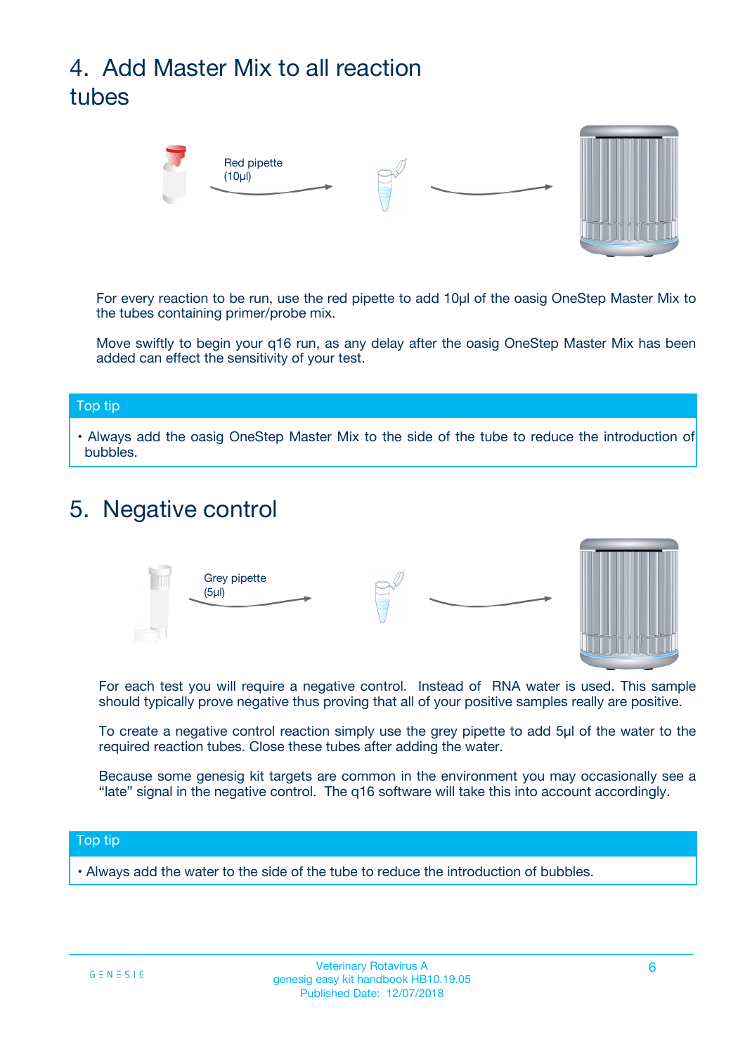# 4. Add Master Mix to all reaction tubes

Red pipette (10µl)

For every reaction to be run, use the red pipette to add 10µl of the oasig OneStep Master Mix to the tubes containing primer/probe mix.

Move swiftly to begin your q16 run, as any delay after the oasig OneStep Master Mix has been added can effect the sensitivity of your test.

**Top tip**

- Always add the oasig OneStep Master Mix to the side of the tube to reduce the introduction of bubbles.

# 5. Negative control

Grey pipette (5µl)

For each test you will require a negative control. Instead of RNA water is used. This sample should typically prove negative thus proving that all of your positive samples really are positive.

To create a negative control reaction simply use the grey pipette to add 5µl of the water to the required reaction tubes. Close these tubes after adding the water.

Because some genesig kit targets are common in the environment you may occasionally see a "late" signal in the negative control. The q16 software will take this into account accordingly.

**Top tip**

- Always add the water to the side of the tube to reduce the introduction of bubbles.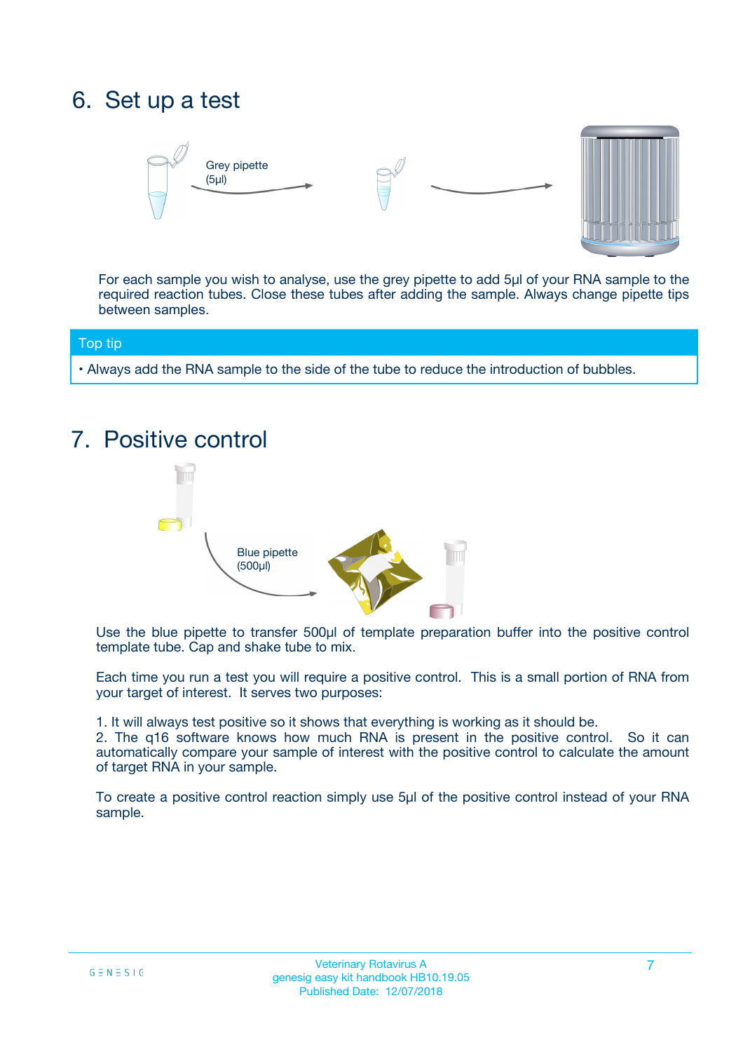## 6. Set up a test

Grey pipette (5µl)

For each sample you wish to analyse, use the grey pipette to add 5µl of your RNA sample to the required reaction tubes. Close these tubes after adding the sample. Always change pipette tips between samples.

**Top tip**

• Always add the RNA sample to the side of the tube to reduce the introduction of bubbles.

## 7. Positive control

Blue pipette (500µl)

Use the blue pipette to transfer 500µl of template preparation buffer into the positive control template tube. Cap and shake tube to mix.

Each time you run a test you will require a positive control. This is a small portion of RNA from your target of interest. It serves two purposes:

1. It will always test positive so it shows that everything is working as it should be.
2. The q16 software knows how much RNA is present in the positive control. So it can automatically compare your sample of interest with the positive control to calculate the amount of target RNA in your sample.

To create a positive control reaction simply use 5µl of the positive control instead of your RNA sample.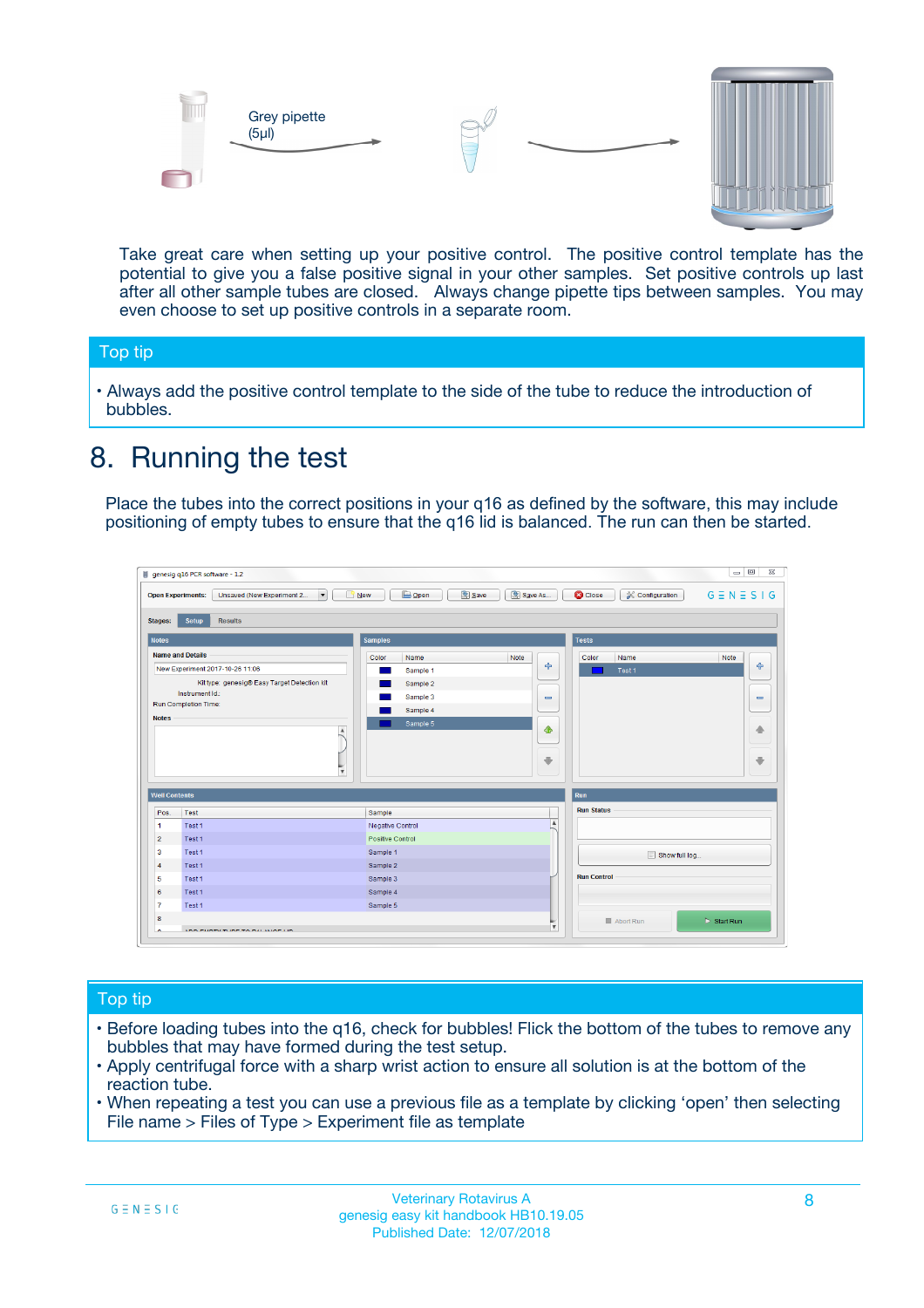Grey pipette (5µl)

Take great care when setting up your positive control. The positive control template has the potential to give you a false positive signal in your other samples. Set positive controls up last after all other sample tubes are closed. Always change pipette tips between samples. You may even choose to set up positive controls in a separate room.

## Top tip

- Always add the positive control template to the side of the tube to reduce the introduction of bubbles.

# 8. Running the test

Place the tubes into the correct positions in your q16 as defined by the software, this may include positioning of empty tubes to ensure that the q16 lid is balanced. The run can then be started.

## Top tip

- Before loading tubes into the q16, check for bubbles! Flick the bottom of the tubes to remove any bubbles that may have formed during the test setup.
- Apply centrifugal force with a sharp wrist action to ensure all solution is at the bottom of the reaction tube.
- When repeating a test you can use a previous file as a template by clicking 'open' then selecting File name > Files of Type > Experiment file as template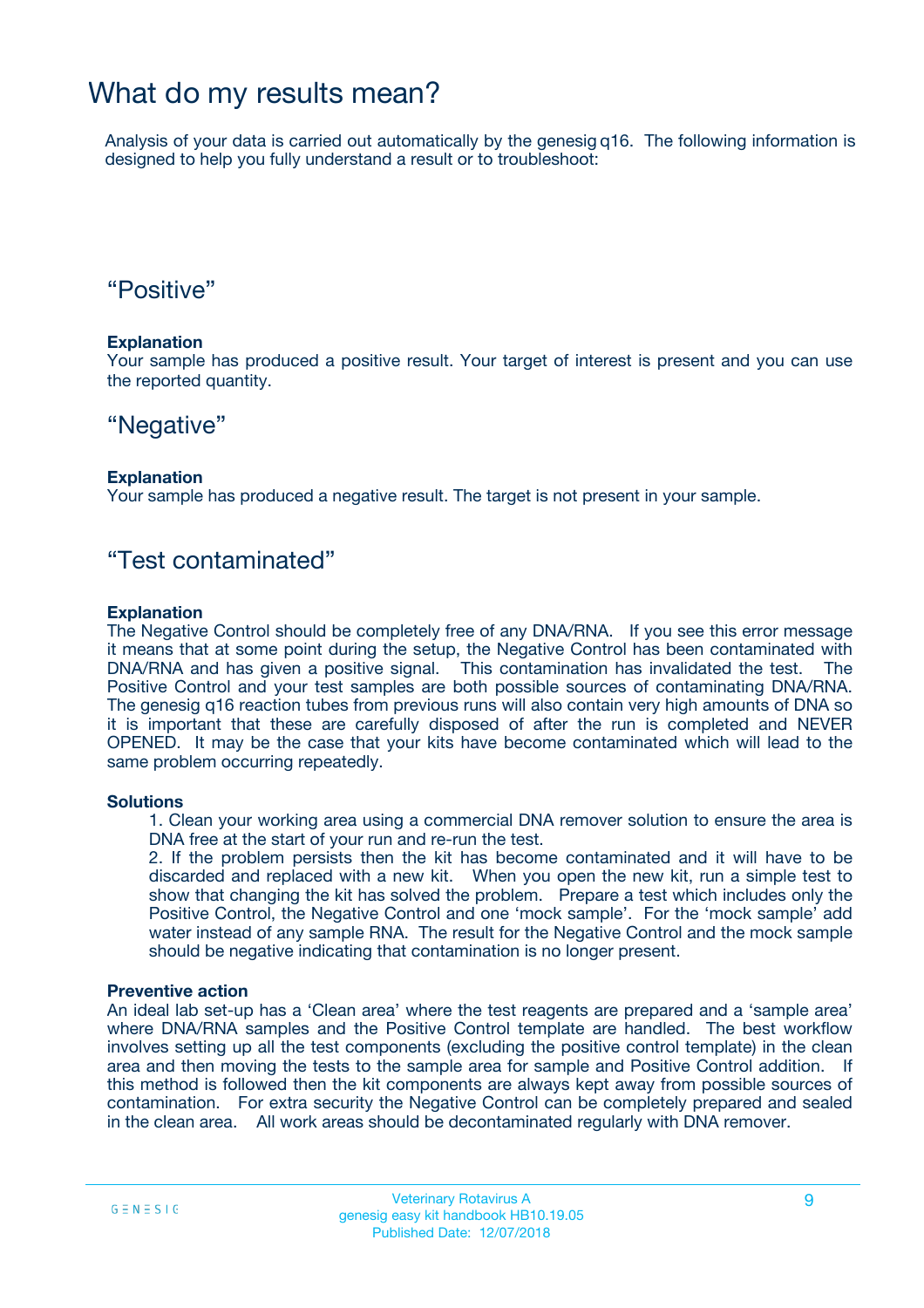# What do my results mean?

Analysis of your data is carried out automatically by the genesig q16. The following information is designed to help you fully understand a result or to troubleshoot:

## “Positive”

**Explanation**

Your sample has produced a positive result. Your target of interest is present and you can use the reported quantity.

## “Negative”

**Explanation**

Your sample has produced a negative result. The target is not present in your sample.

## “Test contaminated”

**Explanation**

The Negative Control should be completely free of any DNA/RNA. If you see this error message it means that at some point during the setup, the Negative Control has been contaminated with DNA/RNA and has given a positive signal. This contamination has invalidated the test. The Positive Control and your test samples are both possible sources of contaminating DNA/RNA. The genesig q16 reaction tubes from previous runs will also contain very high amounts of DNA so it is important that these are carefully disposed of after the run is completed and NEVER OPENED. It may be the case that your kits have become contaminated which will lead to the same problem occurring repeatedly.

**Solutions**

1. Clean your working area using a commercial DNA remover solution to ensure the area is DNA free at the start of your run and re-run the test.
2. If the problem persists then the kit has become contaminated and it will have to be discarded and replaced with a new kit. When you open the new kit, run a simple test to show that changing the kit has solved the problem. Prepare a test which includes only the Positive Control, the Negative Control and one ‘mock sample’. For the ‘mock sample’ add water instead of any sample RNA. The result for the Negative Control and the mock sample should be negative indicating that contamination is no longer present.

**Preventive action**

An ideal lab set-up has a ‘Clean area’ where the test reagents are prepared and a ‘sample area’ where DNA/RNA samples and the Positive Control template are handled. The best workflow involves setting up all the test components (excluding the positive control template) in the clean area and then moving the tests to the sample area for sample and Positive Control addition. If this method is followed then the kit components are always kept away from possible sources of contamination. For extra security the Negative Control can be completely prepared and sealed in the clean area. All work areas should be decontaminated regularly with DNA remover.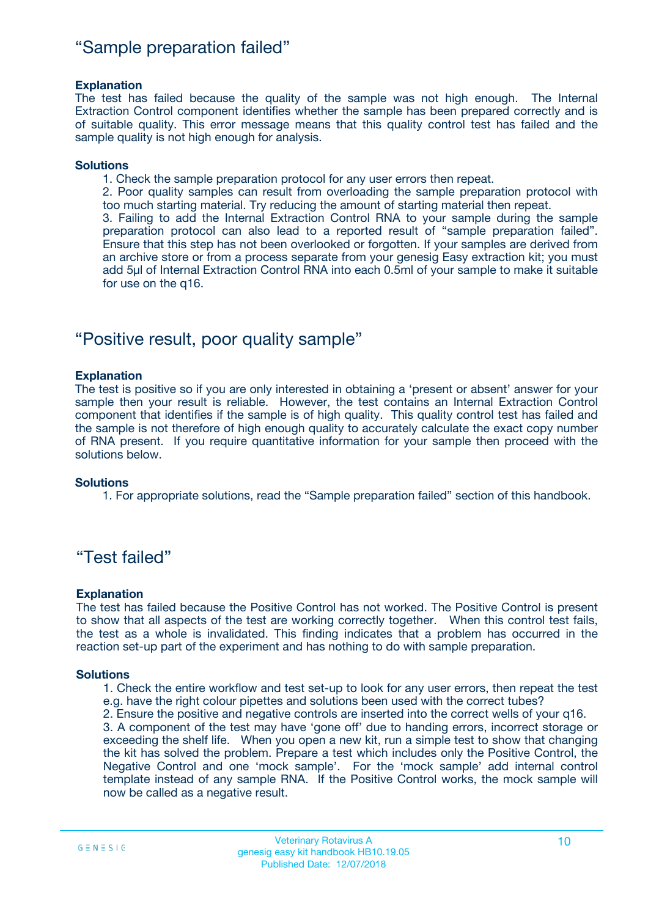## “Sample preparation failed”

**Explanation**

The test has failed because the quality of the sample was not high enough. The Internal Extraction Control component identifies whether the sample has been prepared correctly and is of suitable quality. This error message means that this quality control test has failed and the sample quality is not high enough for analysis.

**Solutions**

1. Check the sample preparation protocol for any user errors then repeat.
2. Poor quality samples can result from overloading the sample preparation protocol with too much starting material. Try reducing the amount of starting material then repeat.
3. Failing to add the Internal Extraction Control RNA to your sample during the sample preparation protocol can also lead to a reported result of “sample preparation failed”. Ensure that this step has not been overlooked or forgotten. If your samples are derived from an archive store or from a process separate from your genesig Easy extraction kit; you must add 5µl of Internal Extraction Control RNA into each 0.5ml of your sample to make it suitable for use on the q16.

## “Positive result, poor quality sample”

**Explanation**

The test is positive so if you are only interested in obtaining a ‘present or absent’ answer for your sample then your result is reliable. However, the test contains an Internal Extraction Control component that identifies if the sample is of high quality. This quality control test has failed and the sample is not therefore of high enough quality to accurately calculate the exact copy number of RNA present. If you require quantitative information for your sample then proceed with the solutions below.

**Solutions**

1. For appropriate solutions, read the “Sample preparation failed” section of this handbook.

## “Test failed”

**Explanation**

The test has failed because the Positive Control has not worked. The Positive Control is present to show that all aspects of the test are working correctly together. When this control test fails, the test as a whole is invalidated. This finding indicates that a problem has occurred in the reaction set-up part of the experiment and has nothing to do with sample preparation.

**Solutions**

1. Check the entire workflow and test set-up to look for any user errors, then repeat the test e.g. have the right colour pipettes and solutions been used with the correct tubes?
2. Ensure the positive and negative controls are inserted into the correct wells of your q16.
3. A component of the test may have ‘gone off’ due to handing errors, incorrect storage or exceeding the shelf life. When you open a new kit, run a simple test to show that changing the kit has solved the problem. Prepare a test which includes only the Positive Control, the Negative Control and one ‘mock sample’. For the ‘mock sample’ add internal control template instead of any sample RNA. If the Positive Control works, the mock sample will now be called as a negative result.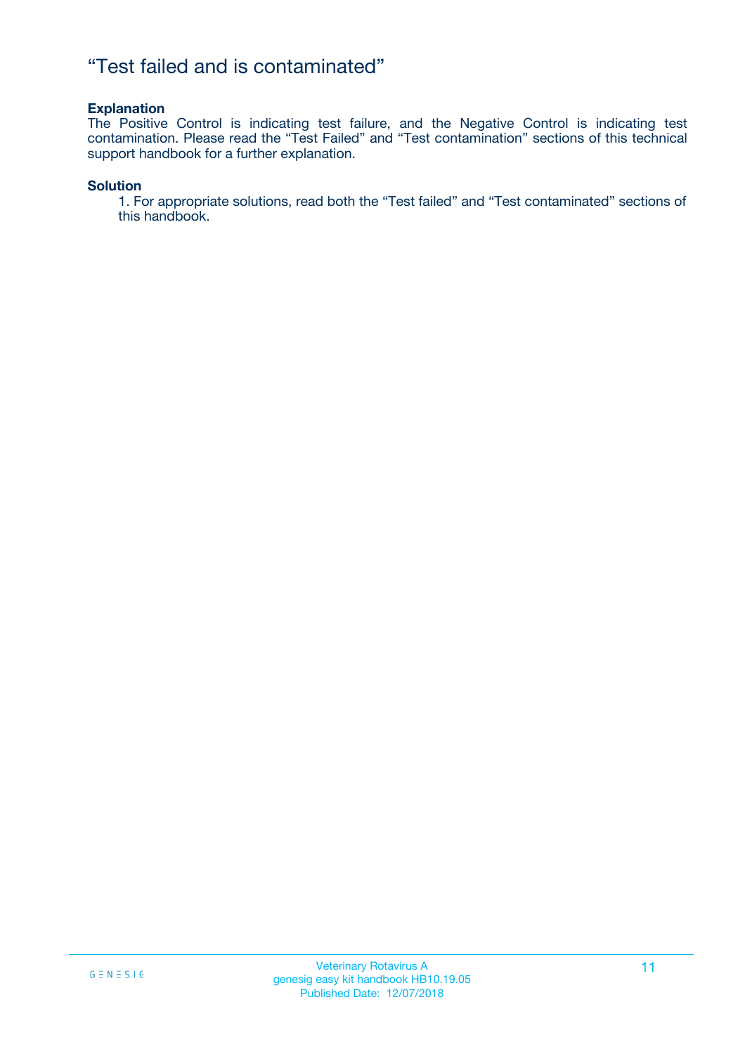# “Test failed and is contaminated”

**Explanation**

The Positive Control is indicating test failure, and the Negative Control is indicating test contamination. Please read the “Test Failed” and “Test contamination” sections of this technical support handbook for a further explanation.

**Solution**

1. For appropriate solutions, read both the “Test failed” and “Test contaminated” sections of this handbook.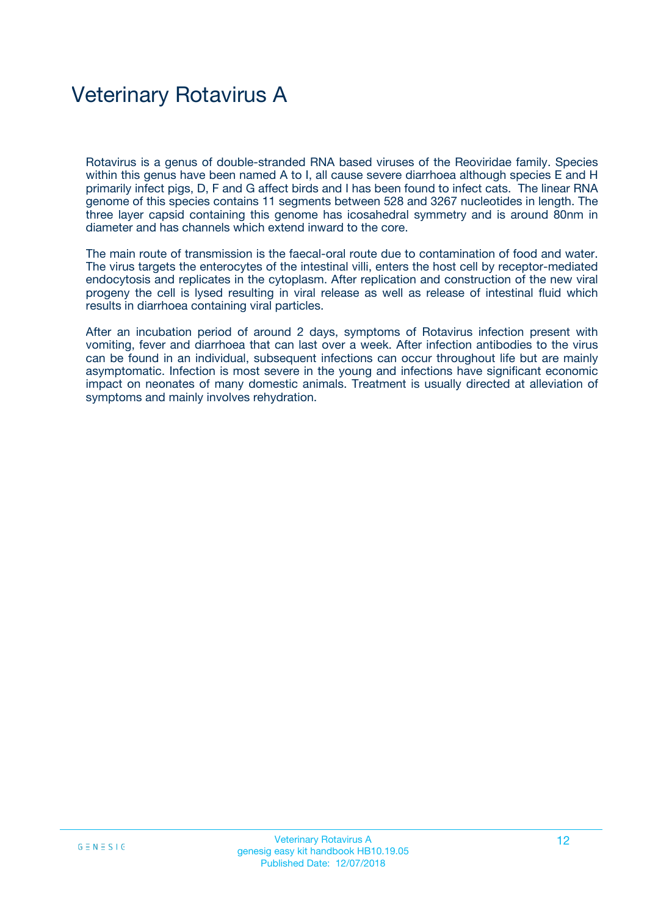# Veterinary Rotavirus A

Rotavirus is a genus of double-stranded RNA based viruses of the Reoviridae family. Species within this genus have been named A to I, all cause severe diarrhoea although species E and H primarily infect pigs, D, F and G affect birds and I has been found to infect cats. The linear RNA genome of this species contains 11 segments between 528 and 3267 nucleotides in length. The three layer capsid containing this genome has icosahedral symmetry and is around 80nm in diameter and has channels which extend inward to the core.

The main route of transmission is the faecal-oral route due to contamination of food and water. The virus targets the enterocytes of the intestinal villi, enters the host cell by receptor-mediated endocytosis and replicates in the cytoplasm. After replication and construction of the new viral progeny the cell is lysed resulting in viral release as well as release of intestinal fluid which results in diarrhoea containing viral particles.

After an incubation period of around 2 days, symptoms of Rotavirus infection present with vomiting, fever and diarrhoea that can last over a week. After infection antibodies to the virus can be found in an individual, subsequent infections can occur throughout life but are mainly asymptomatic. Infection is most severe in the young and infections have significant economic impact on neonates of many domestic animals. Treatment is usually directed at alleviation of symptoms and mainly involves rehydration.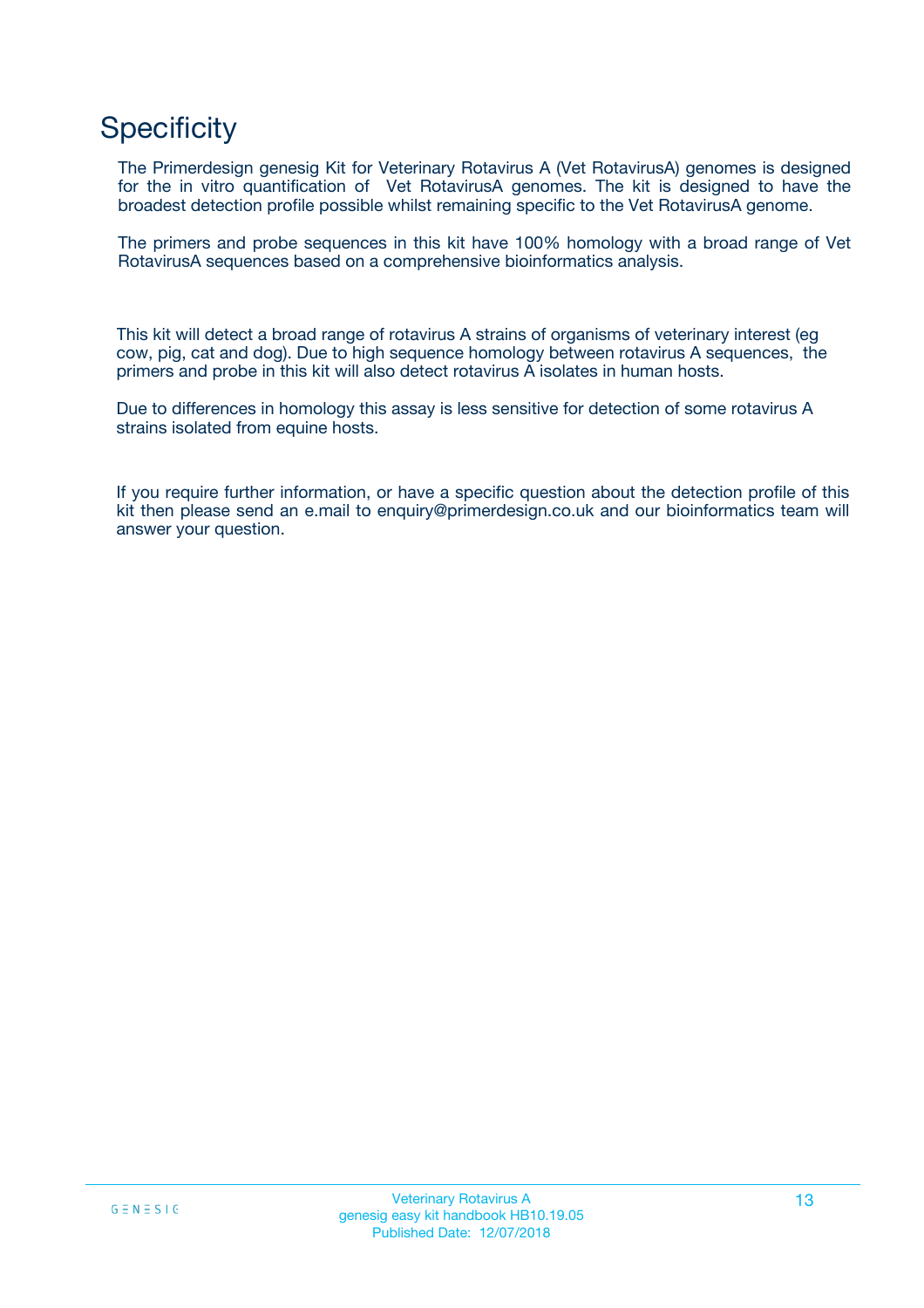# Specificity

The Primerdesign genesig Kit for Veterinary Rotavirus A (Vet RotavirusA) genomes is designed for the in vitro quantification of Vet RotavirusA genomes. The kit is designed to have the broadest detection profile possible whilst remaining specific to the Vet RotavirusA genome.

The primers and probe sequences in this kit have 100% homology with a broad range of Vet RotavirusA sequences based on a comprehensive bioinformatics analysis.

This kit will detect a broad range of rotavirus A strains of organisms of veterinary interest (eg cow, pig, cat and dog). Due to high sequence homology between rotavirus A sequences, the primers and probe in this kit will also detect rotavirus A isolates in human hosts.

Due to differences in homology this assay is less sensitive for detection of some rotavirus A strains isolated from equine hosts.

If you require further information, or have a specific question about the detection profile of this kit then please send an e.mail to enquiry@primerdesign.co.uk and our bioinformatics team will answer your question.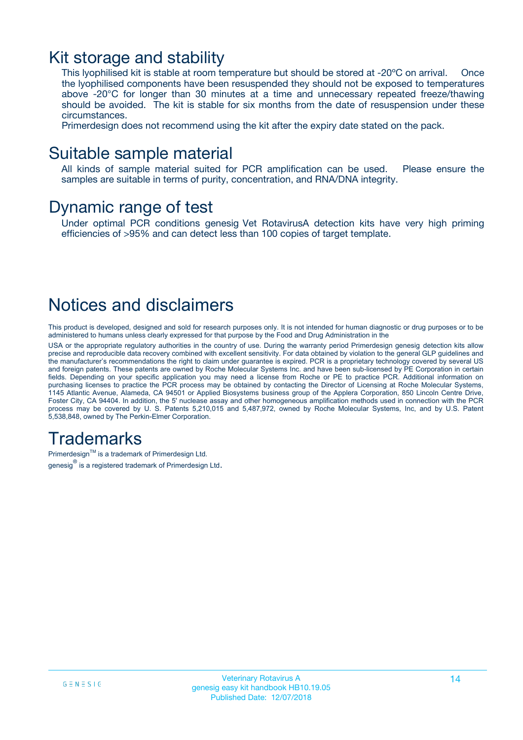# Kit storage and stability

This lyophilised kit is stable at room temperature but should be stored at -20ºC on arrival. Once the lyophilised components have been resuspended they should not be exposed to temperatures above -20°C for longer than 30 minutes at a time and unnecessary repeated freeze/thawing should be avoided. The kit is stable for six months from the date of resuspension under these circumstances.

Primerdesign does not recommend using the kit after the expiry date stated on the pack.

# Suitable sample material

All kinds of sample material suited for PCR amplification can be used. Please ensure the samples are suitable in terms of purity, concentration, and RNA/DNA integrity.

# Dynamic range of test

Under optimal PCR conditions genesig Vet RotavirusA detection kits have very high priming efficiencies of >95% and can detect less than 100 copies of target template.

# Notices and disclaimers

This product is developed, designed and sold for research purposes only. It is not intended for human diagnostic or drug purposes or to be administered to humans unless clearly expressed for that purpose by the Food and Drug Administration in the

USA or the appropriate regulatory authorities in the country of use. During the warranty period Primerdesign genesig detection kits allow precise and reproducible data recovery combined with excellent sensitivity. For data obtained by violation to the general GLP guidelines and the manufacturer's recommendations the right to claim under guarantee is expired. PCR is a proprietary technology covered by several US and foreign patents. These patents are owned by Roche Molecular Systems Inc. and have been sub-licensed by PE Corporation in certain fields. Depending on your specific application you may need a license from Roche or PE to practice PCR. Additional information on purchasing licenses to practice the PCR process may be obtained by contacting the Director of Licensing at Roche Molecular Systems, 1145 Atlantic Avenue, Alameda, CA 94501 or Applied Biosystems business group of the Applera Corporation, 850 Lincoln Centre Drive, Foster City, CA 94404. In addition, the 5' nuclease assay and other homogeneous amplification methods used in connection with the PCR process may be covered by U. S. Patents 5,210,015 and 5,487,972, owned by Roche Molecular Systems, Inc, and by U.S. Patent 5,538,848, owned by The Perkin-Elmer Corporation.

# Trademarks

Primerdesign™ is a trademark of Primerdesign Ltd.

genesig® is a registered trademark of Primerdesign Ltd.